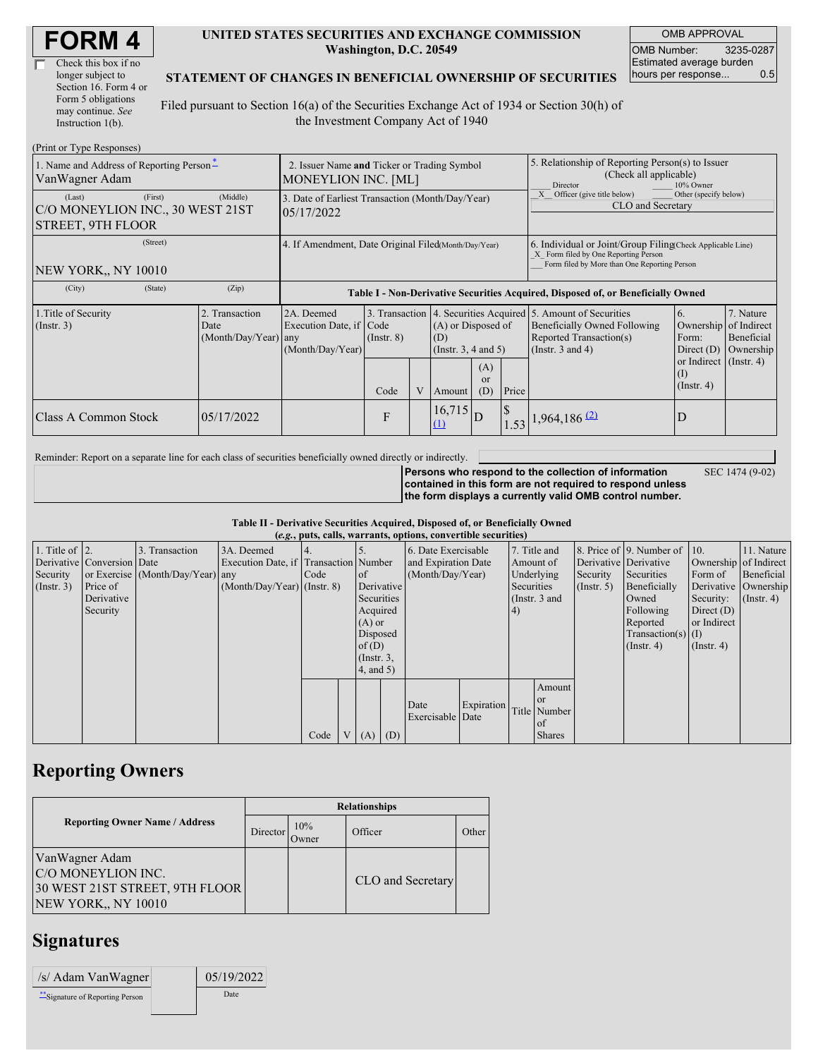# FORM 4

☐ Check this box if no longer subject to Section 16. Form 4 or Form 5 obligations may continue. *See* Instruction 1(b).

**UNITED STATES SECURITIES AND EXCHANGE COMMISSION**
**Washington, D.C. 20549**

**STATEMENT OF CHANGES IN BENEFICIAL OWNERSHIP OF SECURITIES**

Filed pursuant to Section 16(a) of the Securities Exchange Act of 1934 or Section 30(h) of the Investment Company Act of 1940

| OMB APPROVAL | |
|---|---|
| OMB Number: | 3235-0287 |
| Estimated average burden hours per response... | 0.5 |

(Print or Type Responses)

| | | |
|---|---|---|
| 1. Name and Address of Reporting Person* VanWagner Adam | 2. Issuer Name **and** Ticker or Trading Symbol MONEYLION INC. [ML] | 5. Relationship of Reporting Person(s) to Issuer (Check all applicable) ___ Director ___ 10% Owner _X_ Officer (give title below) ___ Other (specify below) CLO and Secretary |
| (Last) (First) (Middle) C/O MONEYLION INC., 30 WEST 21ST STREET, 9TH FLOOR | 3. Date of Earliest Transaction (Month/Day/Year) 05/17/2022 | |
| (Street) NEW YORK,, NY 10010 | 4. If Amendment, Date Original Filed(Month/Day/Year) | 6. Individual or Joint/Group Filing(Check Applicable Line) _X_ Form filed by One Reporting Person ___ Form filed by More than One Reporting Person |
| (City) (State) (Zip) | | |

**Table I - Non-Derivative Securities Acquired, Disposed of, or Beneficially Owned**

| 1.Title of Security (Instr. 3) | 2. Transaction Date (Month/Day/Year) | 2A. Deemed Execution Date, if any (Month/Day/Year) | 3. Transaction Code (Instr. 8) | | 4. Securities Acquired (A) or Disposed of (D) (Instr. 3, 4 and 5) | | | 5. Amount of Securities Beneficially Owned Following Reported Transaction(s) (Instr. 3 and 4) | 6. Ownership Form: Direct (D) or Indirect (I) (Instr. 4) | 7. Nature of Indirect Beneficial Ownership (Instr. 4) |
|---|---|---|---|---|---|---|---|---|---|---|
| | | | Code | V | Amount | (A) or (D) | Price | | | |
| Class A Common Stock | 05/17/2022 | | F | | 16,715 (1) | D | $ 1.53 | 1,964,186 (2) | D | |

Reminder: Report on a separate line for each class of securities beneficially owned directly or indirectly.

**Persons who respond to the collection of information contained in this form are not required to respond unless the form displays a currently valid OMB control number.** SEC 1474 (9-02)

**Table II - Derivative Securities Acquired, Disposed of, or Beneficially Owned**
***(e.g., puts, calls, warrants, options, convertible securities)***

| 1. Title of Derivative Security (Instr. 3) | 2. Conversion or Exercise Price of Derivative Security | 3. Transaction Date (Month/Day/Year) | 3A. Deemed Execution Date, if any (Month/Day/Year) | 4. Transaction Code (Instr. 8) | | 5. Number of Derivative Securities Acquired (A) or Disposed of (D) (Instr. 3, 4, and 5) | | 6. Date Exercisable and Expiration Date (Month/Day/Year) | | 7. Title and Amount of Underlying Securities (Instr. 3 and 4) | | 8. Price of Derivative Security (Instr. 5) | 9. Number of Derivative Securities Beneficially Owned Following Reported Transaction(s) (Instr. 4) | 10. Ownership Form of Derivative Security: Direct (D) or Indirect (I) (Instr. 4) | 11. Nature of Indirect Beneficial Ownership (Instr. 4) |
|---|---|---|---|---|---|---|---|---|---|---|---|---|---|---|---|
| | | | | Code | V | (A) | (D) | Date Exercisable | Expiration Date | Title | Amount or Number of Shares | | | | |

## Reporting Owners

| Reporting Owner Name / Address | Relationships | | | |
|---|---|---|---|---|
| | Director | 10% Owner | Officer | Other |
| VanWagner Adam<br>C/O MONEYLION INC.<br>30 WEST 21ST STREET, 9TH FLOOR<br>NEW YORK,, NY 10010 | | | CLO and Secretary | |

## Signatures

| /s/ Adam VanWagner | 05/19/2022 |
|---|---|
| **Signature of Reporting Person | Date |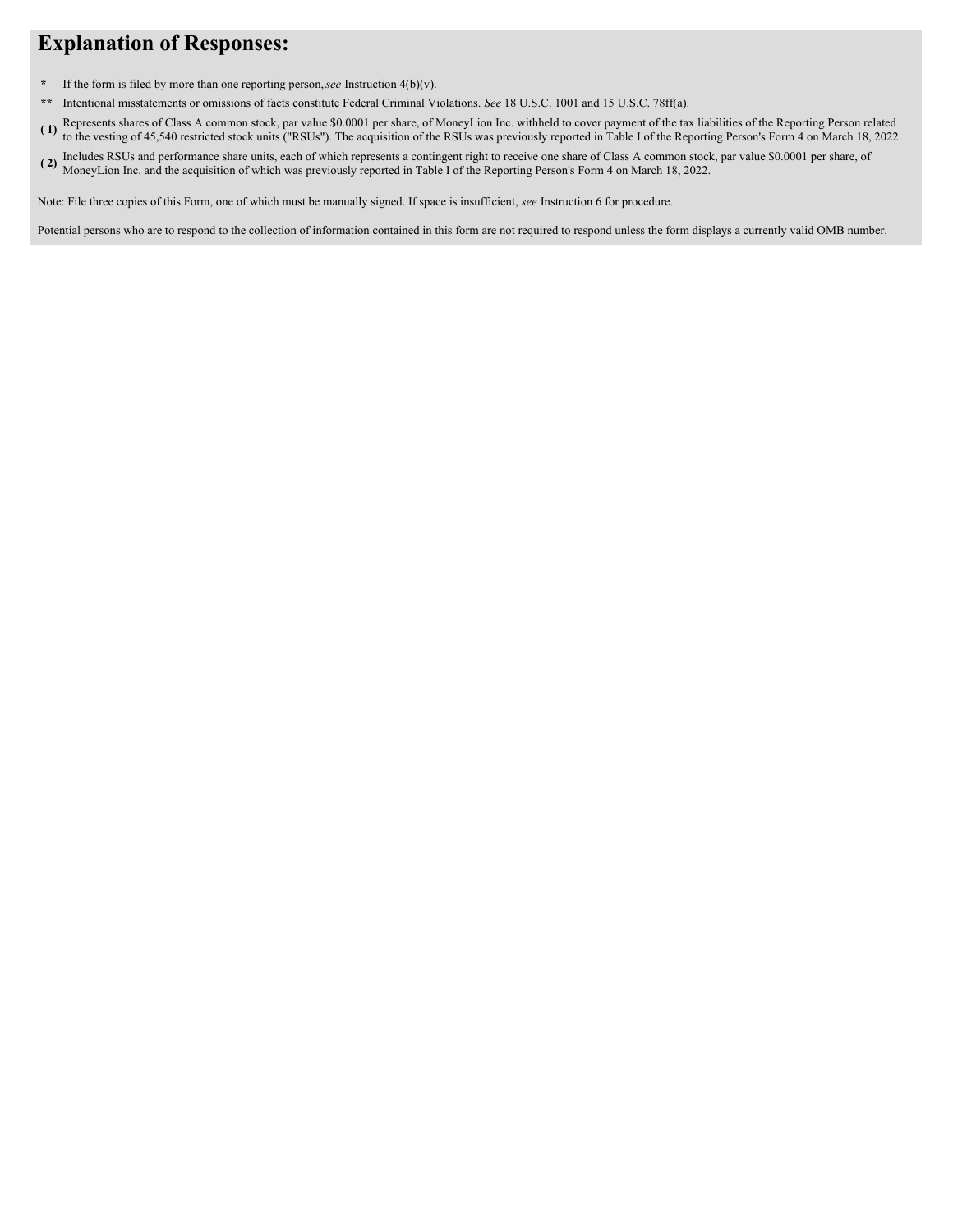# Explanation of Responses:

- \* If the form is filed by more than one reporting person, *see* Instruction 4(b)(v).
- \*\* Intentional misstatements or omissions of facts constitute Federal Criminal Violations. *See* 18 U.S.C. 1001 and 15 U.S.C. 78ff(a).
- ( 1) Represents shares of Class A common stock, par value $0.0001 per share, of MoneyLion Inc. withheld to cover payment of the tax liabilities of the Reporting Person related to the vesting of 45,540 restricted stock units ("RSUs"). The acquisition of the RSUs was previously reported in Table I of the Reporting Person's Form 4 on March 18, 2022.
- ( 2) Includes RSUs and performance share units, each of which represents a contingent right to receive one share of Class A common stock, par value $0.0001 per share, of MoneyLion Inc. and the acquisition of which was previously reported in Table I of the Reporting Person's Form 4 on March 18, 2022.

Note: File three copies of this Form, one of which must be manually signed. If space is insufficient, *see* Instruction 6 for procedure.

Potential persons who are to respond to the collection of information contained in this form are not required to respond unless the form displays a currently valid OMB number.